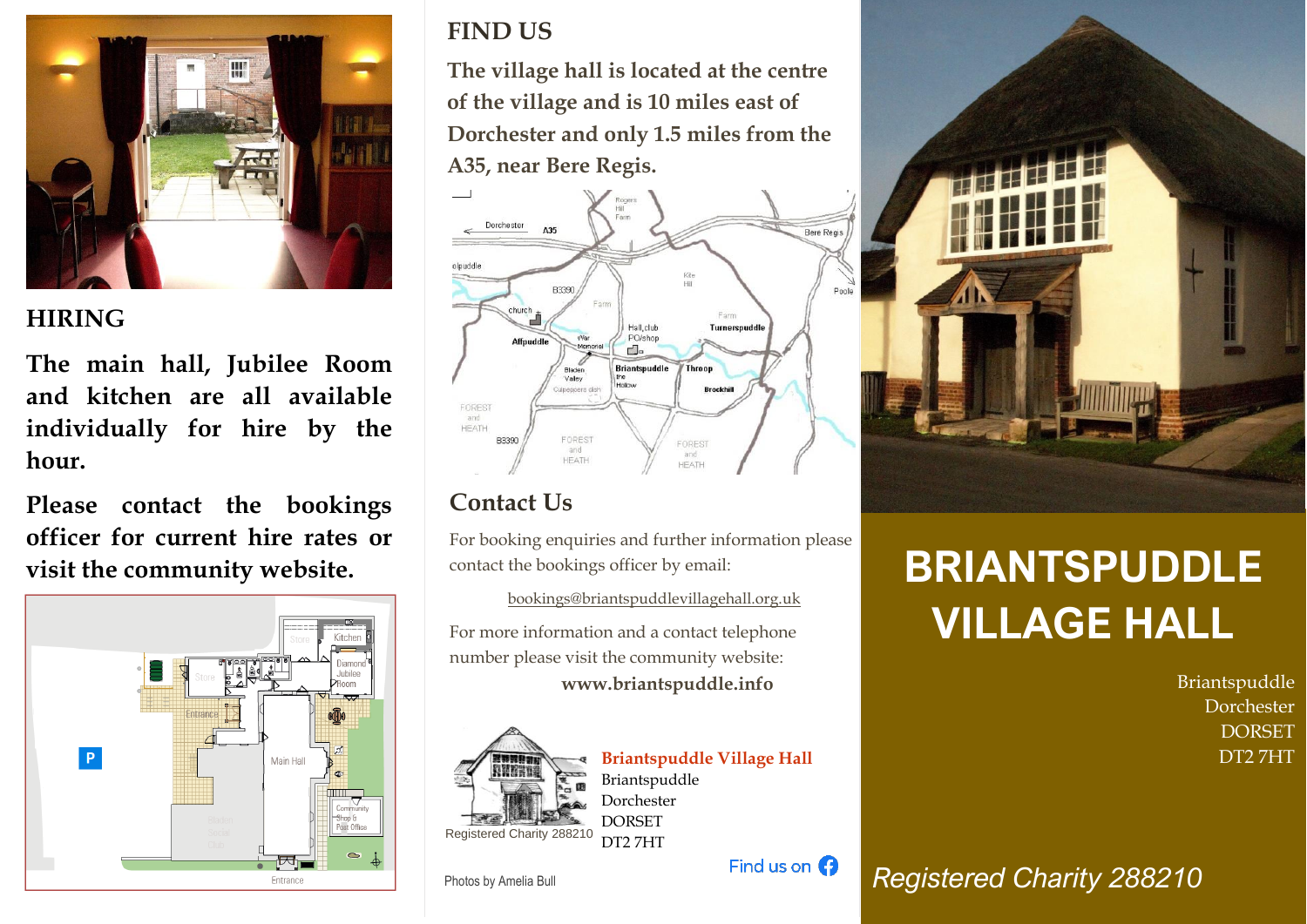## HIRING

**The main hall, Jubilee Room and kitchen are all available individually for hire by the hour.**

**Please contact the bookings officer for current hire rates or visit the community website.**

## FIND US

**The village hall is located at the centre of the village and is 10 miles east of Dorchester and only 1.5 miles from the A35, near Bere Regis.**

## Contact Us

For booking enquiries and further information please contact the bookings officer by email:

bookings@briantspuddlevillagehall.org.uk

For more information and a contact telephone number please visit the community website:

**www.briantspuddle.info**

**Briantspuddle Village Hall**
Briantspuddle
Dorchester
DORSET
DT2 7HT

Registered Charity 288210

Find us on Facebook

Photos by Amelia Bull

# BRIANTSPUDDLE VILLAGE HALL

Briantspuddle
Dorchester
DORSET
DT2 7HT

*Registered Charity 288210*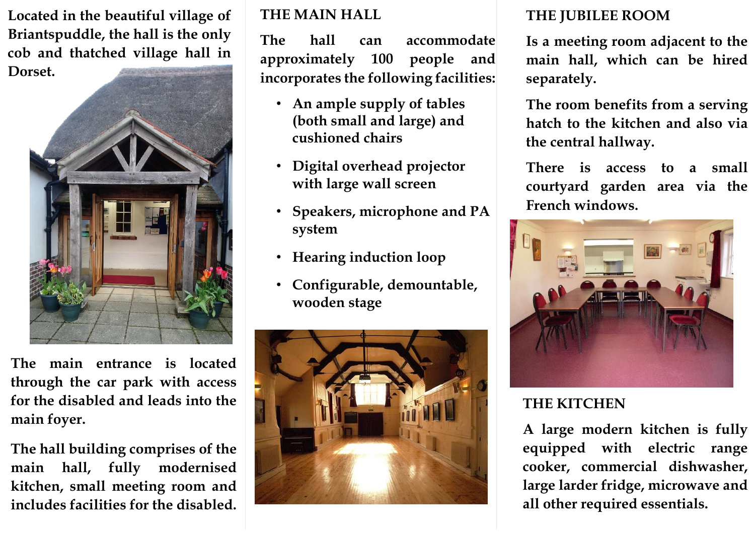Located in the beautiful village of Briantspuddle, the hall is the only cob and thatched village hall in Dorset.

The main entrance is located through the car park with access for the disabled and leads into the main foyer.

The hall building comprises of the main hall, fully modernised kitchen, small meeting room and includes facilities for the disabled.

## THE MAIN HALL

The hall can accommodate approximately 100 people and incorporates the following facilities:

- An ample supply of tables (both small and large) and cushioned chairs
- Digital overhead projector with large wall screen
- Speakers, microphone and PA system
- Hearing induction loop
- Configurable, demountable, wooden stage

## THE JUBILEE ROOM

Is a meeting room adjacent to the main hall, which can be hired separately.

The room benefits from a serving hatch to the kitchen and also via the central hallway.

There is access to a small courtyard garden area via the French windows.

## THE KITCHEN

A large modern kitchen is fully equipped with electric range cooker, commercial dishwasher, large larder fridge, microwave and all other required essentials.